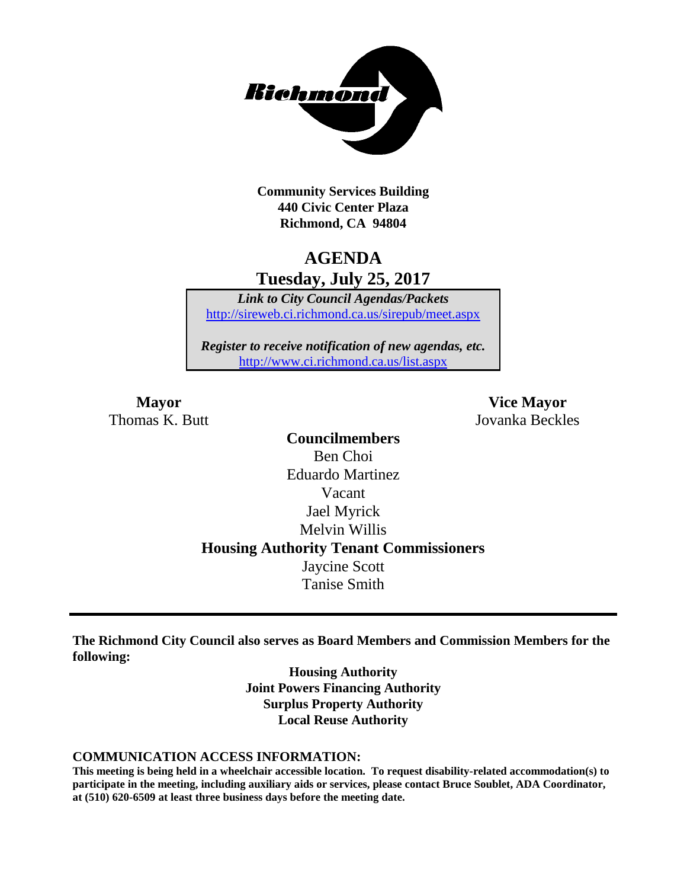**Community Services Building**
**440 Civic Center Plaza**
**Richmond, CA 94804**

# AGENDA

## Tuesday, July 25, 2017

*Link to City Council Agendas/Packets*
http://sireweb.ci.richmond.ca.us/sirepub/meet.aspx

*Register to receive notification of new agendas, etc.*
http://www.ci.richmond.ca.us/list.aspx

**Mayor**
Thomas K. Butt

**Vice Mayor**
Jovanka Beckles

**Councilmembers**
Ben Choi
Eduardo Martinez
Vacant
Jael Myrick
Melvin Willis

**Housing Authority Tenant Commissioners**
Jaycine Scott
Tanise Smith

---

**The Richmond City Council also serves as Board Members and Commission Members for the following:**

**Housing Authority**
**Joint Powers Financing Authority**
**Surplus Property Authority**
**Local Reuse Authority**

### COMMUNICATION ACCESS INFORMATION:

**This meeting is being held in a wheelchair accessible location. To request disability-related accommodation(s) to participate in the meeting, including auxiliary aids or services, please contact Bruce Soublet, ADA Coordinator, at (510) 620-6509 at least three business days before the meeting date.**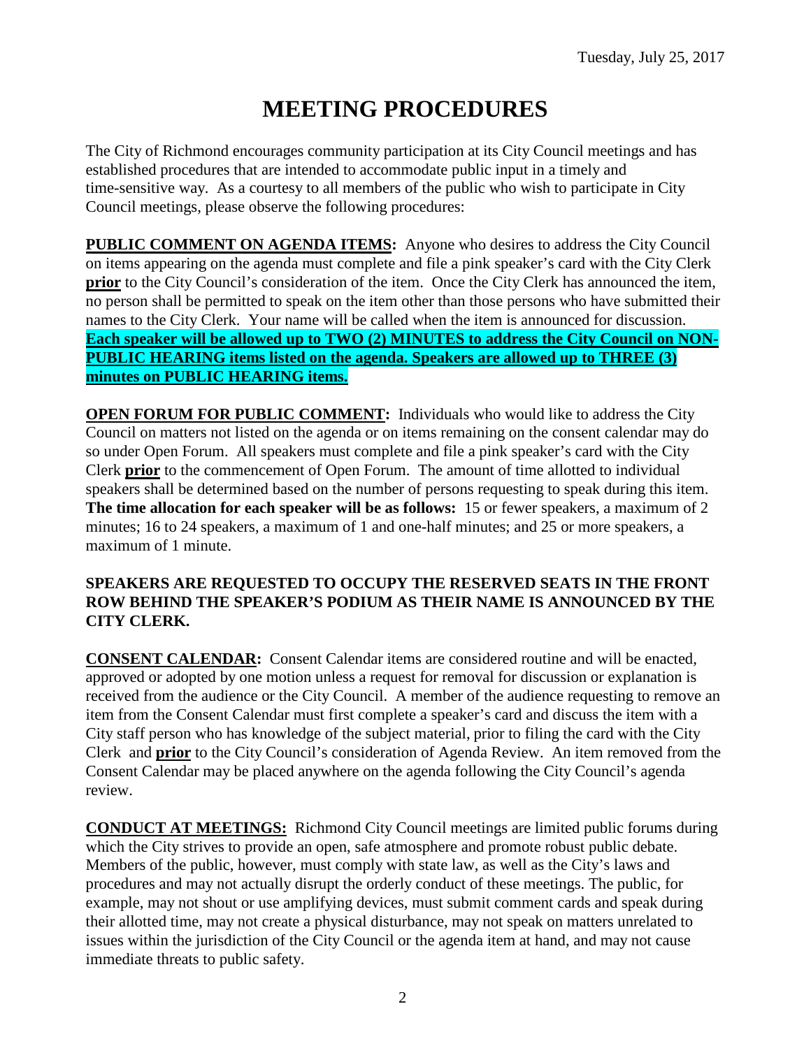Tuesday, July 25, 2017

# MEETING PROCEDURES

The City of Richmond encourages community participation at its City Council meetings and has established procedures that are intended to accommodate public input in a timely and time-sensitive way. As a courtesy to all members of the public who wish to participate in City Council meetings, please observe the following procedures:

**PUBLIC COMMENT ON AGENDA ITEMS:** Anyone who desires to address the City Council on items appearing on the agenda must complete and file a pink speaker's card with the City Clerk **prior** to the City Council's consideration of the item. Once the City Clerk has announced the item, no person shall be permitted to speak on the item other than those persons who have submitted their names to the City Clerk. Your name will be called when the item is announced for discussion. **Each speaker will be allowed up to TWO (2) MINUTES to address the City Council on NON-PUBLIC HEARING items listed on the agenda. Speakers are allowed up to THREE (3) minutes on PUBLIC HEARING items.**

**OPEN FORUM FOR PUBLIC COMMENT:** Individuals who would like to address the City Council on matters not listed on the agenda or on items remaining on the consent calendar may do so under Open Forum. All speakers must complete and file a pink speaker's card with the City Clerk **prior** to the commencement of Open Forum. The amount of time allotted to individual speakers shall be determined based on the number of persons requesting to speak during this item. **The time allocation for each speaker will be as follows:** 15 or fewer speakers, a maximum of 2 minutes; 16 to 24 speakers, a maximum of 1 and one-half minutes; and 25 or more speakers, a maximum of 1 minute.

**SPEAKERS ARE REQUESTED TO OCCUPY THE RESERVED SEATS IN THE FRONT ROW BEHIND THE SPEAKER'S PODIUM AS THEIR NAME IS ANNOUNCED BY THE CITY CLERK.**

**CONSENT CALENDAR:** Consent Calendar items are considered routine and will be enacted, approved or adopted by one motion unless a request for removal for discussion or explanation is received from the audience or the City Council. A member of the audience requesting to remove an item from the Consent Calendar must first complete a speaker's card and discuss the item with a City staff person who has knowledge of the subject material, prior to filing the card with the City Clerk and **prior** to the City Council's consideration of Agenda Review. An item removed from the Consent Calendar may be placed anywhere on the agenda following the City Council's agenda review.

**CONDUCT AT MEETINGS:** Richmond City Council meetings are limited public forums during which the City strives to provide an open, safe atmosphere and promote robust public debate. Members of the public, however, must comply with state law, as well as the City's laws and procedures and may not actually disrupt the orderly conduct of these meetings. The public, for example, may not shout or use amplifying devices, must submit comment cards and speak during their allotted time, may not create a physical disturbance, may not speak on matters unrelated to issues within the jurisdiction of the City Council or the agenda item at hand, and may not cause immediate threats to public safety.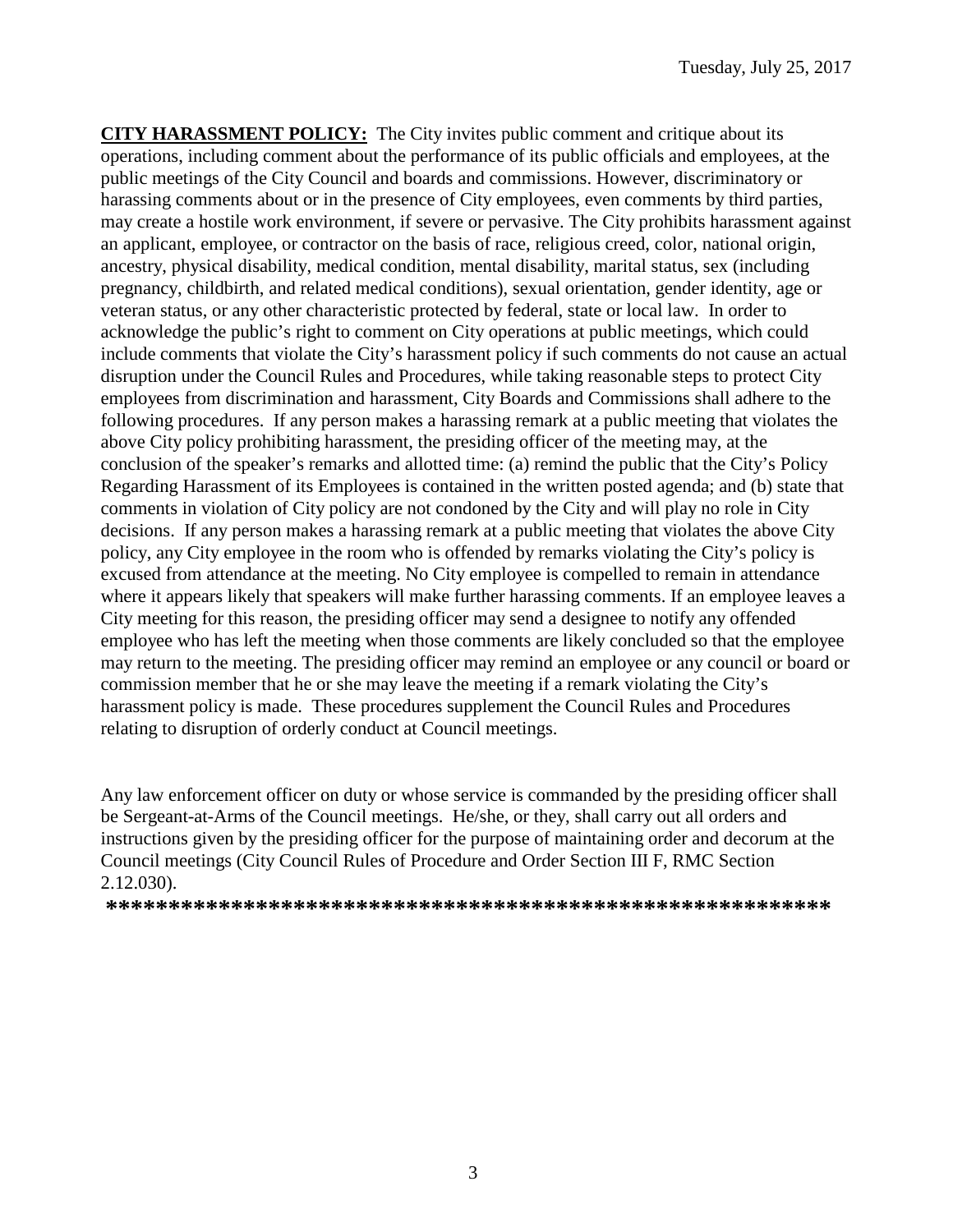**CITY HARASSMENT POLICY:** The City invites public comment and critique about its operations, including comment about the performance of its public officials and employees, at the public meetings of the City Council and boards and commissions. However, discriminatory or harassing comments about or in the presence of City employees, even comments by third parties, may create a hostile work environment, if severe or pervasive. The City prohibits harassment against an applicant, employee, or contractor on the basis of race, religious creed, color, national origin, ancestry, physical disability, medical condition, mental disability, marital status, sex (including pregnancy, childbirth, and related medical conditions), sexual orientation, gender identity, age or veteran status, or any other characteristic protected by federal, state or local law. In order to acknowledge the public's right to comment on City operations at public meetings, which could include comments that violate the City's harassment policy if such comments do not cause an actual disruption under the Council Rules and Procedures, while taking reasonable steps to protect City employees from discrimination and harassment, City Boards and Commissions shall adhere to the following procedures. If any person makes a harassing remark at a public meeting that violates the above City policy prohibiting harassment, the presiding officer of the meeting may, at the conclusion of the speaker's remarks and allotted time: (a) remind the public that the City's Policy Regarding Harassment of its Employees is contained in the written posted agenda; and (b) state that comments in violation of City policy are not condoned by the City and will play no role in City decisions. If any person makes a harassing remark at a public meeting that violates the above City policy, any City employee in the room who is offended by remarks violating the City's policy is excused from attendance at the meeting. No City employee is compelled to remain in attendance where it appears likely that speakers will make further harassing comments. If an employee leaves a City meeting for this reason, the presiding officer may send a designee to notify any offended employee who has left the meeting when those comments are likely concluded so that the employee may return to the meeting. The presiding officer may remind an employee or any council or board or commission member that he or she may leave the meeting if a remark violating the City's harassment policy is made. These procedures supplement the Council Rules and Procedures relating to disruption of orderly conduct at Council meetings.

Any law enforcement officer on duty or whose service is commanded by the presiding officer shall be Sergeant-at-Arms of the Council meetings. He/she, or they, shall carry out all orders and instructions given by the presiding officer for the purpose of maintaining order and decorum at the Council meetings (City Council Rules of Procedure and Order Section III F, RMC Section 2.12.030).

**************************************************************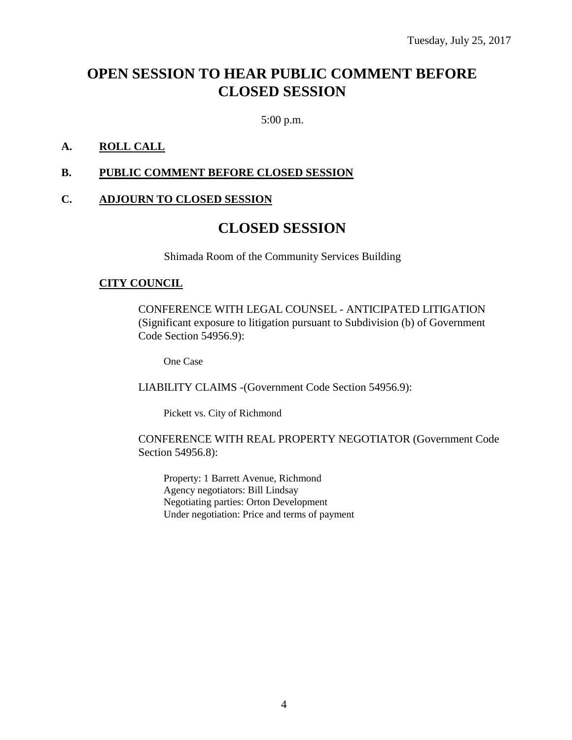Tuesday, July 25, 2017

# OPEN SESSION TO HEAR PUBLIC COMMENT BEFORE CLOSED SESSION

5:00 p.m.

**A. ROLL CALL**

**B. PUBLIC COMMENT BEFORE CLOSED SESSION**

**C. ADJOURN TO CLOSED SESSION**

# CLOSED SESSION

Shimada Room of the Community Services Building

**CITY COUNCIL**

CONFERENCE WITH LEGAL COUNSEL - ANTICIPATED LITIGATION (Significant exposure to litigation pursuant to Subdivision (b) of Government Code Section 54956.9):

One Case

LIABILITY CLAIMS -(Government Code Section 54956.9):

Pickett vs. City of Richmond

CONFERENCE WITH REAL PROPERTY NEGOTIATOR (Government Code Section 54956.8):

Property: 1 Barrett Avenue, Richmond
Agency negotiators: Bill Lindsay
Negotiating parties: Orton Development
Under negotiation: Price and terms of payment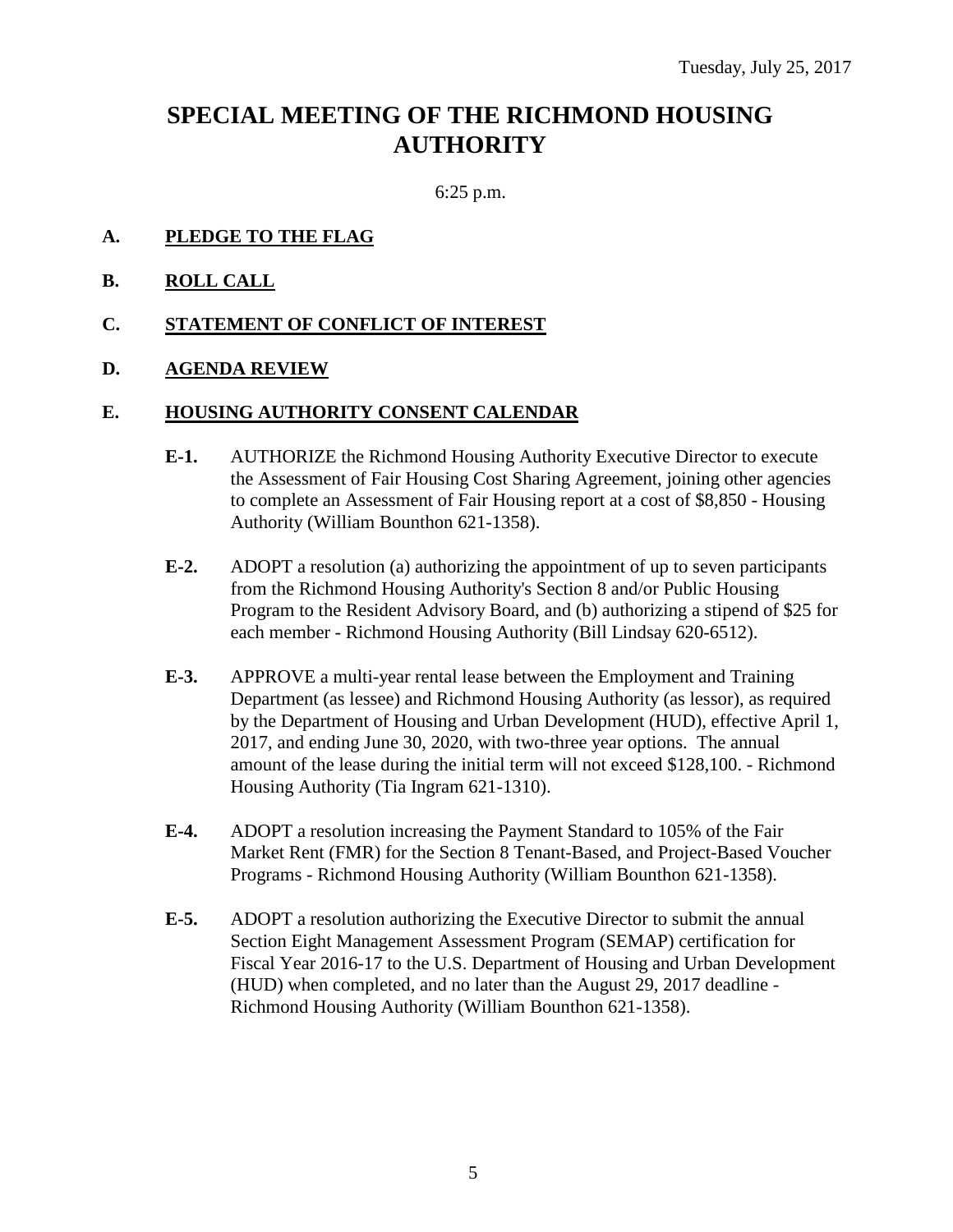Tuesday, July 25, 2017

# SPECIAL MEETING OF THE RICHMOND HOUSING AUTHORITY

6:25 p.m.

**A. PLEDGE TO THE FLAG**

**B. ROLL CALL**

**C. STATEMENT OF CONFLICT OF INTEREST**

**D. AGENDA REVIEW**

**E. HOUSING AUTHORITY CONSENT CALENDAR**

**E-1.** AUTHORIZE the Richmond Housing Authority Executive Director to execute the Assessment of Fair Housing Cost Sharing Agreement, joining other agencies to complete an Assessment of Fair Housing report at a cost of $8,850 - Housing Authority (William Bounthon 621-1358).

**E-2.** ADOPT a resolution (a) authorizing the appointment of up to seven participants from the Richmond Housing Authority's Section 8 and/or Public Housing Program to the Resident Advisory Board, and (b) authorizing a stipend of $25 for each member - Richmond Housing Authority (Bill Lindsay 620-6512).

**E-3.** APPROVE a multi-year rental lease between the Employment and Training Department (as lessee) and Richmond Housing Authority (as lessor), as required by the Department of Housing and Urban Development (HUD), effective April 1, 2017, and ending June 30, 2020, with two-three year options. The annual amount of the lease during the initial term will not exceed $128,100. - Richmond Housing Authority (Tia Ingram 621-1310).

**E-4.** ADOPT a resolution increasing the Payment Standard to 105% of the Fair Market Rent (FMR) for the Section 8 Tenant-Based, and Project-Based Voucher Programs - Richmond Housing Authority (William Bounthon 621-1358).

**E-5.** ADOPT a resolution authorizing the Executive Director to submit the annual Section Eight Management Assessment Program (SEMAP) certification for Fiscal Year 2016-17 to the U.S. Department of Housing and Urban Development (HUD) when completed, and no later than the August 29, 2017 deadline - Richmond Housing Authority (William Bounthon 621-1358).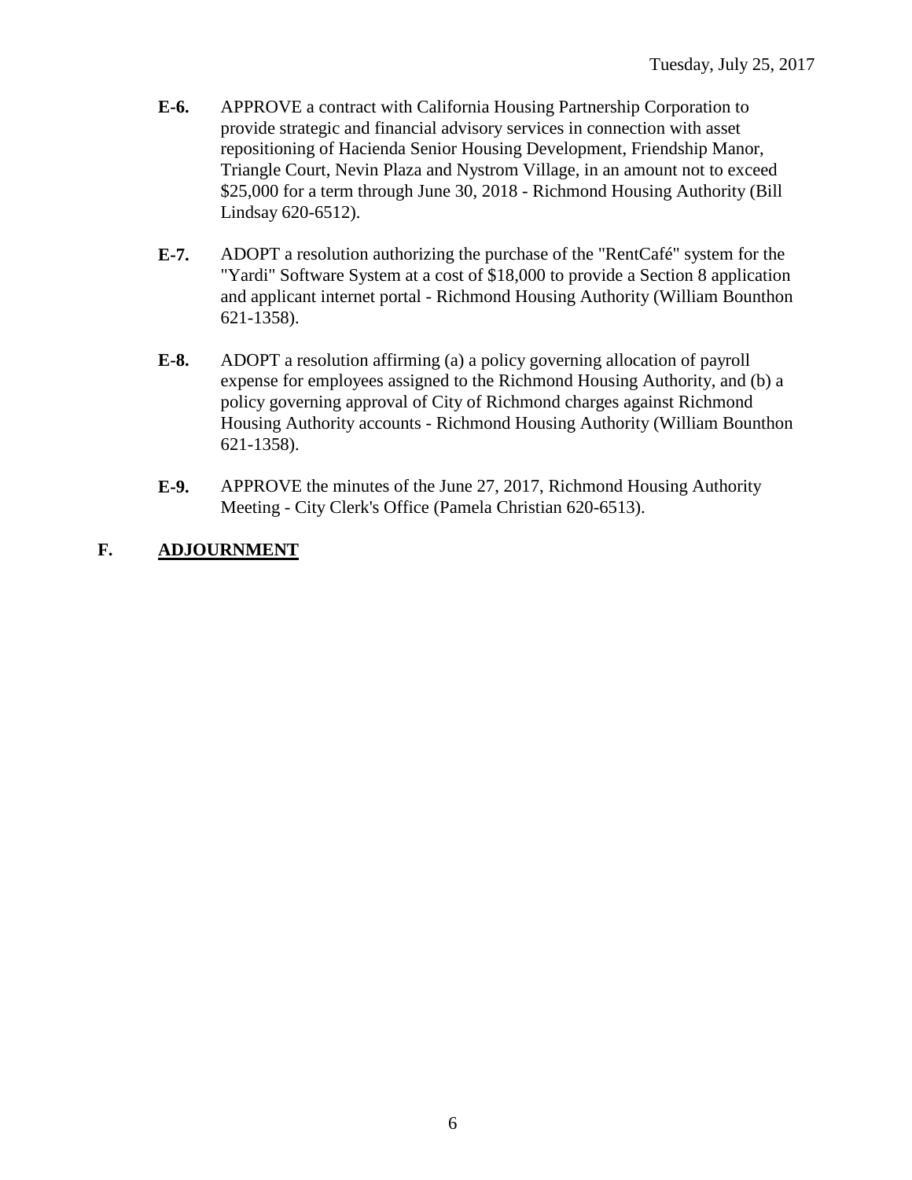**E-6.** APPROVE a contract with California Housing Partnership Corporation to provide strategic and financial advisory services in connection with asset repositioning of Hacienda Senior Housing Development, Friendship Manor, Triangle Court, Nevin Plaza and Nystrom Village, in an amount not to exceed $25,000 for a term through June 30, 2018 - Richmond Housing Authority (Bill Lindsay 620-6512).

**E-7.** ADOPT a resolution authorizing the purchase of the "RentCafé" system for the "Yardi" Software System at a cost of $18,000 to provide a Section 8 application and applicant internet portal - Richmond Housing Authority (William Bounthon 621-1358).

**E-8.** ADOPT a resolution affirming (a) a policy governing allocation of payroll expense for employees assigned to the Richmond Housing Authority, and (b) a policy governing approval of City of Richmond charges against Richmond Housing Authority accounts - Richmond Housing Authority (William Bounthon 621-1358).

**E-9.** APPROVE the minutes of the June 27, 2017, Richmond Housing Authority Meeting - City Clerk's Office (Pamela Christian 620-6513).

## F. ADJOURNMENT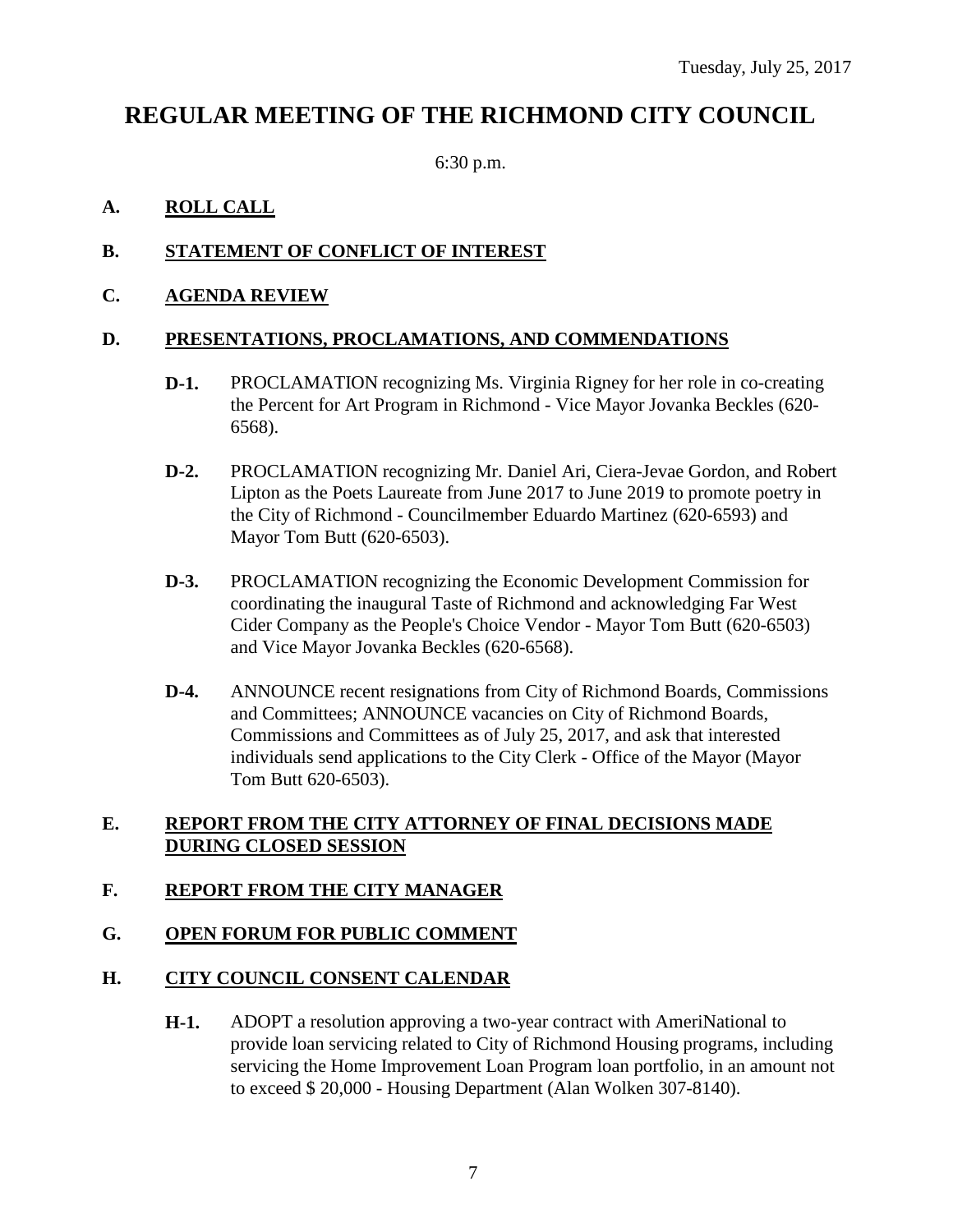Tuesday, July 25, 2017

# REGULAR MEETING OF THE RICHMOND CITY COUNCIL

6:30 p.m.

## A. ROLL CALL

## B. STATEMENT OF CONFLICT OF INTEREST

## C. AGENDA REVIEW

## D. PRESENTATIONS, PROCLAMATIONS, AND COMMENDATIONS

**D-1.** PROCLAMATION recognizing Ms. Virginia Rigney for her role in co-creating the Percent for Art Program in Richmond - Vice Mayor Jovanka Beckles (620-6568).

**D-2.** PROCLAMATION recognizing Mr. Daniel Ari, Ciera-Jevae Gordon, and Robert Lipton as the Poets Laureate from June 2017 to June 2019 to promote poetry in the City of Richmond - Councilmember Eduardo Martinez (620-6593) and Mayor Tom Butt (620-6503).

**D-3.** PROCLAMATION recognizing the Economic Development Commission for coordinating the inaugural Taste of Richmond and acknowledging Far West Cider Company as the People's Choice Vendor - Mayor Tom Butt (620-6503) and Vice Mayor Jovanka Beckles (620-6568).

**D-4.** ANNOUNCE recent resignations from City of Richmond Boards, Commissions and Committees; ANNOUNCE vacancies on City of Richmond Boards, Commissions and Committees as of July 25, 2017, and ask that interested individuals send applications to the City Clerk - Office of the Mayor (Mayor Tom Butt 620-6503).

## E. REPORT FROM THE CITY ATTORNEY OF FINAL DECISIONS MADE DURING CLOSED SESSION

## F. REPORT FROM THE CITY MANAGER

## G. OPEN FORUM FOR PUBLIC COMMENT

## H. CITY COUNCIL CONSENT CALENDAR

**H-1.** ADOPT a resolution approving a two-year contract with AmeriNational to provide loan servicing related to City of Richmond Housing programs, including servicing the Home Improvement Loan Program loan portfolio, in an amount not to exceed $ 20,000 - Housing Department (Alan Wolken 307-8140).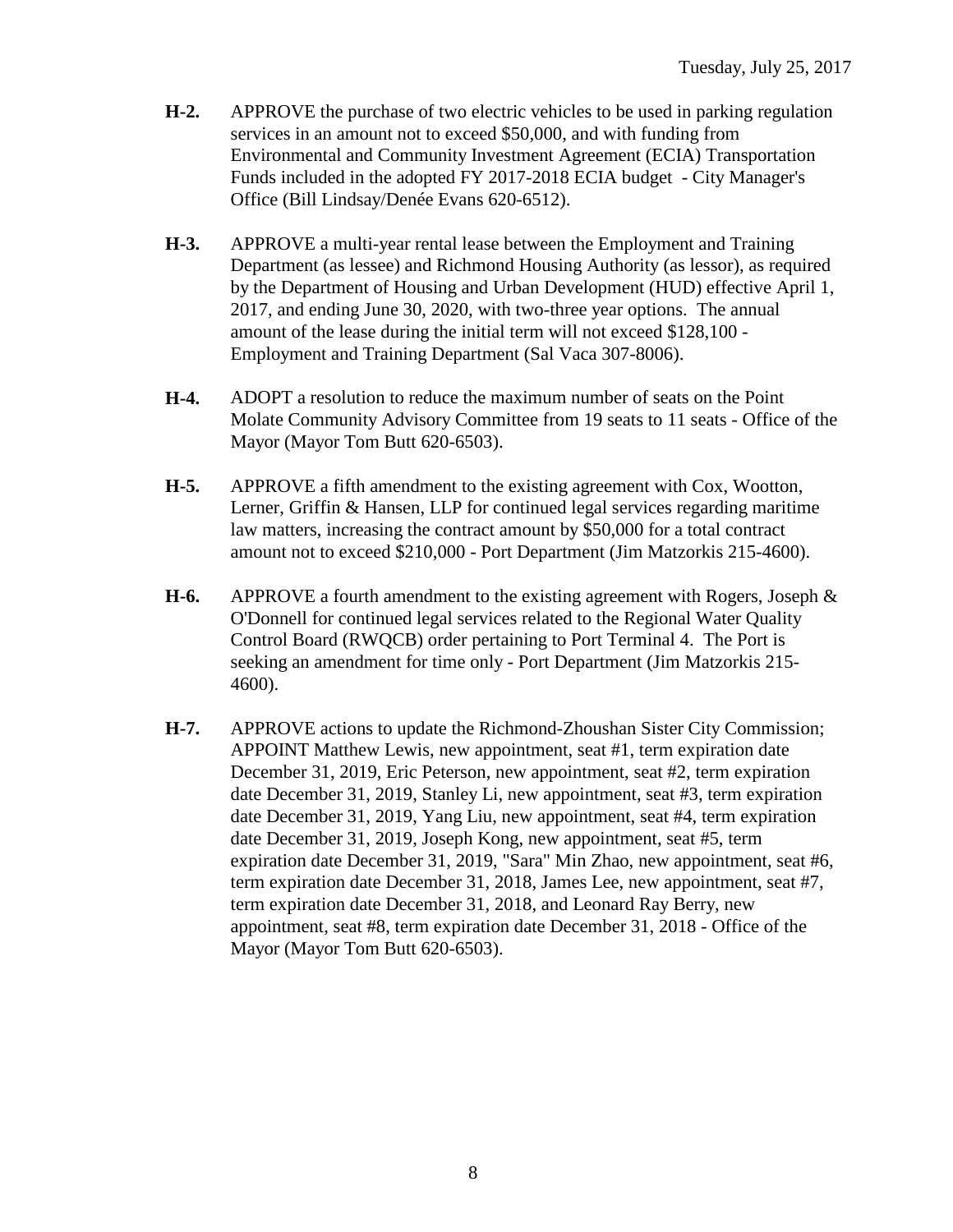**H-2.** APPROVE the purchase of two electric vehicles to be used in parking regulation services in an amount not to exceed $50,000, and with funding from Environmental and Community Investment Agreement (ECIA) Transportation Funds included in the adopted FY 2017-2018 ECIA budget - City Manager's Office (Bill Lindsay/Denée Evans 620-6512).

**H-3.** APPROVE a multi-year rental lease between the Employment and Training Department (as lessee) and Richmond Housing Authority (as lessor), as required by the Department of Housing and Urban Development (HUD) effective April 1, 2017, and ending June 30, 2020, with two-three year options. The annual amount of the lease during the initial term will not exceed $128,100 - Employment and Training Department (Sal Vaca 307-8006).

**H-4.** ADOPT a resolution to reduce the maximum number of seats on the Point Molate Community Advisory Committee from 19 seats to 11 seats - Office of the Mayor (Mayor Tom Butt 620-6503).

**H-5.** APPROVE a fifth amendment to the existing agreement with Cox, Wootton, Lerner, Griffin & Hansen, LLP for continued legal services regarding maritime law matters, increasing the contract amount by $50,000 for a total contract amount not to exceed $210,000 - Port Department (Jim Matzorkis 215-4600).

**H-6.** APPROVE a fourth amendment to the existing agreement with Rogers, Joseph & O'Donnell for continued legal services related to the Regional Water Quality Control Board (RWQCB) order pertaining to Port Terminal 4. The Port is seeking an amendment for time only - Port Department (Jim Matzorkis 215-4600).

**H-7.** APPROVE actions to update the Richmond-Zhoushan Sister City Commission; APPOINT Matthew Lewis, new appointment, seat #1, term expiration date December 31, 2019, Eric Peterson, new appointment, seat #2, term expiration date December 31, 2019, Stanley Li, new appointment, seat #3, term expiration date December 31, 2019, Yang Liu, new appointment, seat #4, term expiration date December 31, 2019, Joseph Kong, new appointment, seat #5, term expiration date December 31, 2019, "Sara" Min Zhao, new appointment, seat #6, term expiration date December 31, 2018, James Lee, new appointment, seat #7, term expiration date December 31, 2018, and Leonard Ray Berry, new appointment, seat #8, term expiration date December 31, 2018 - Office of the Mayor (Mayor Tom Butt 620-6503).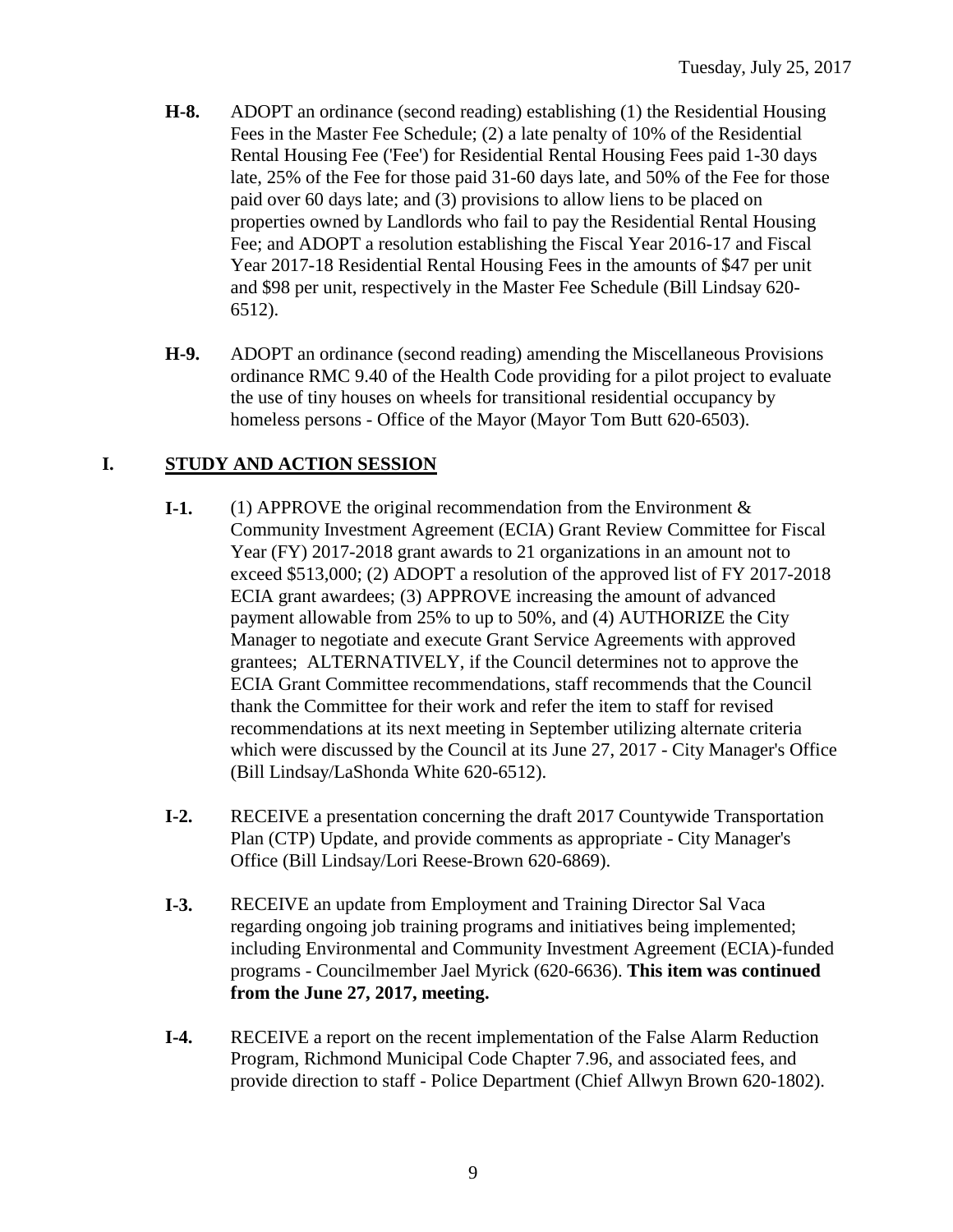**H-8.** ADOPT an ordinance (second reading) establishing (1) the Residential Housing Fees in the Master Fee Schedule; (2) a late penalty of 10% of the Residential Rental Housing Fee ('Fee') for Residential Rental Housing Fees paid 1-30 days late, 25% of the Fee for those paid 31-60 days late, and 50% of the Fee for those paid over 60 days late; and (3) provisions to allow liens to be placed on properties owned by Landlords who fail to pay the Residential Rental Housing Fee; and ADOPT a resolution establishing the Fiscal Year 2016-17 and Fiscal Year 2017-18 Residential Rental Housing Fees in the amounts of $47 per unit and $98 per unit, respectively in the Master Fee Schedule (Bill Lindsay 620-6512).

**H-9.** ADOPT an ordinance (second reading) amending the Miscellaneous Provisions ordinance RMC 9.40 of the Health Code providing for a pilot project to evaluate the use of tiny houses on wheels for transitional residential occupancy by homeless persons - Office of the Mayor (Mayor Tom Butt 620-6503).

## I. STUDY AND ACTION SESSION

**I-1.** (1) APPROVE the original recommendation from the Environment & Community Investment Agreement (ECIA) Grant Review Committee for Fiscal Year (FY) 2017-2018 grant awards to 21 organizations in an amount not to exceed $513,000; (2) ADOPT a resolution of the approved list of FY 2017-2018 ECIA grant awardees; (3) APPROVE increasing the amount of advanced payment allowable from 25% to up to 50%, and (4) AUTHORIZE the City Manager to negotiate and execute Grant Service Agreements with approved grantees; ALTERNATIVELY, if the Council determines not to approve the ECIA Grant Committee recommendations, staff recommends that the Council thank the Committee for their work and refer the item to staff for revised recommendations at its next meeting in September utilizing alternate criteria which were discussed by the Council at its June 27, 2017 - City Manager's Office (Bill Lindsay/LaShonda White 620-6512).

**I-2.** RECEIVE a presentation concerning the draft 2017 Countywide Transportation Plan (CTP) Update, and provide comments as appropriate - City Manager's Office (Bill Lindsay/Lori Reese-Brown 620-6869).

**I-3.** RECEIVE an update from Employment and Training Director Sal Vaca regarding ongoing job training programs and initiatives being implemented; including Environmental and Community Investment Agreement (ECIA)-funded programs - Councilmember Jael Myrick (620-6636). **This item was continued from the June 27, 2017, meeting.**

**I-4.** RECEIVE a report on the recent implementation of the False Alarm Reduction Program, Richmond Municipal Code Chapter 7.96, and associated fees, and provide direction to staff - Police Department (Chief Allwyn Brown 620-1802).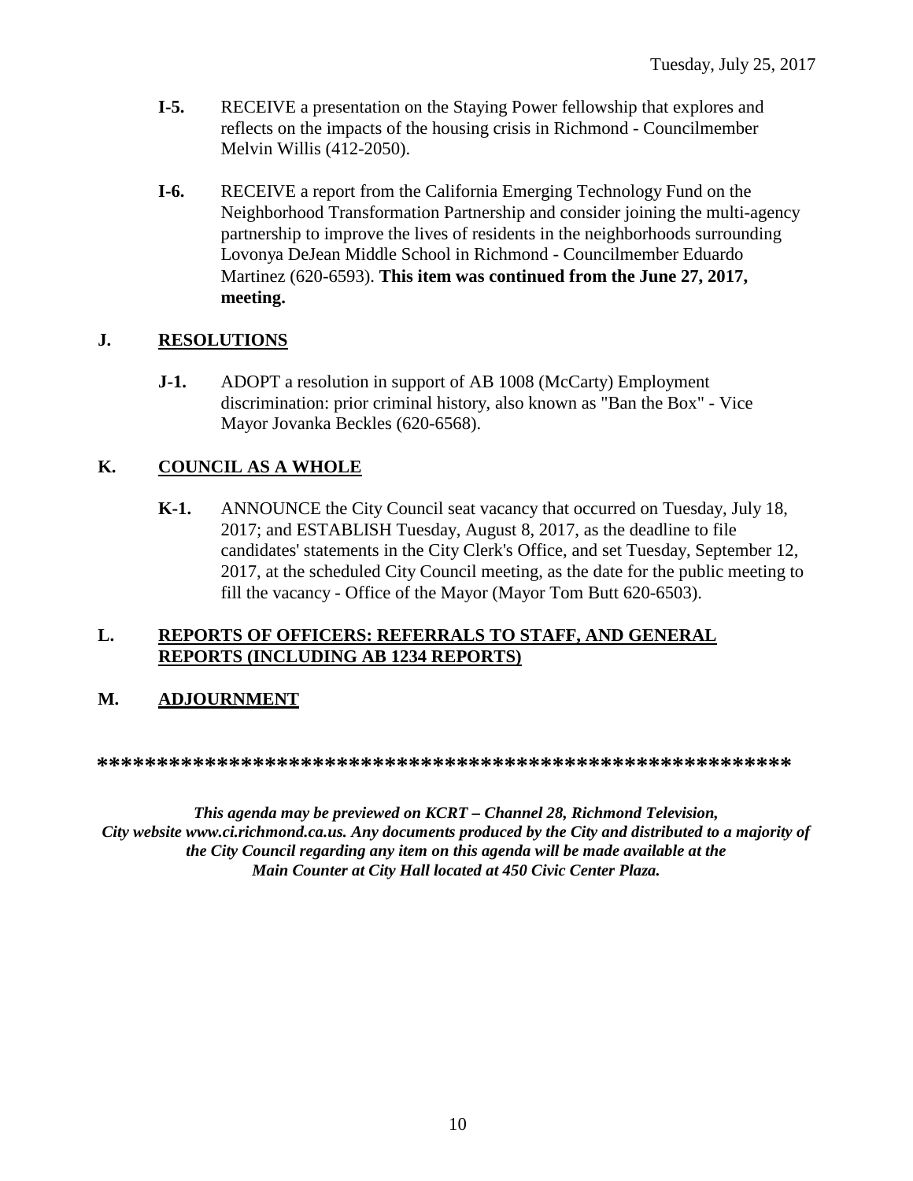**I-5.** RECEIVE a presentation on the Staying Power fellowship that explores and reflects on the impacts of the housing crisis in Richmond - Councilmember Melvin Willis (412-2050).

**I-6.** RECEIVE a report from the California Emerging Technology Fund on the Neighborhood Transformation Partnership and consider joining the multi-agency partnership to improve the lives of residents in the neighborhoods surrounding Lovonya DeJean Middle School in Richmond - Councilmember Eduardo Martinez (620-6593). **This item was continued from the June 27, 2017, meeting.**

## J. RESOLUTIONS

**J-1.** ADOPT a resolution in support of AB 1008 (McCarty) Employment discrimination: prior criminal history, also known as "Ban the Box" - Vice Mayor Jovanka Beckles (620-6568).

## K. COUNCIL AS A WHOLE

**K-1.** ANNOUNCE the City Council seat vacancy that occurred on Tuesday, July 18, 2017; and ESTABLISH Tuesday, August 8, 2017, as the deadline to file candidates' statements in the City Clerk's Office, and set Tuesday, September 12, 2017, at the scheduled City Council meeting, as the date for the public meeting to fill the vacancy - Office of the Mayor (Mayor Tom Butt 620-6503).

## L. REPORTS OF OFFICERS: REFERRALS TO STAFF, AND GENERAL REPORTS (INCLUDING AB 1234 REPORTS)

## M. ADJOURNMENT

**\*\*\*\*\*\*\*\*\*\*\*\*\*\*\*\*\*\*\*\*\*\*\*\*\*\*\*\*\*\*\*\*\*\*\*\*\*\*\*\*\*\*\*\*\*\*\*\*\*\*\*\*\*\*\*\*\*\*\*\*\*\***

***This agenda may be previewed on KCRT – Channel 28, Richmond Television, City website www.ci.richmond.ca.us. Any documents produced by the City and distributed to a majority of the City Council regarding any item on this agenda will be made available at the Main Counter at City Hall located at 450 Civic Center Plaza.***